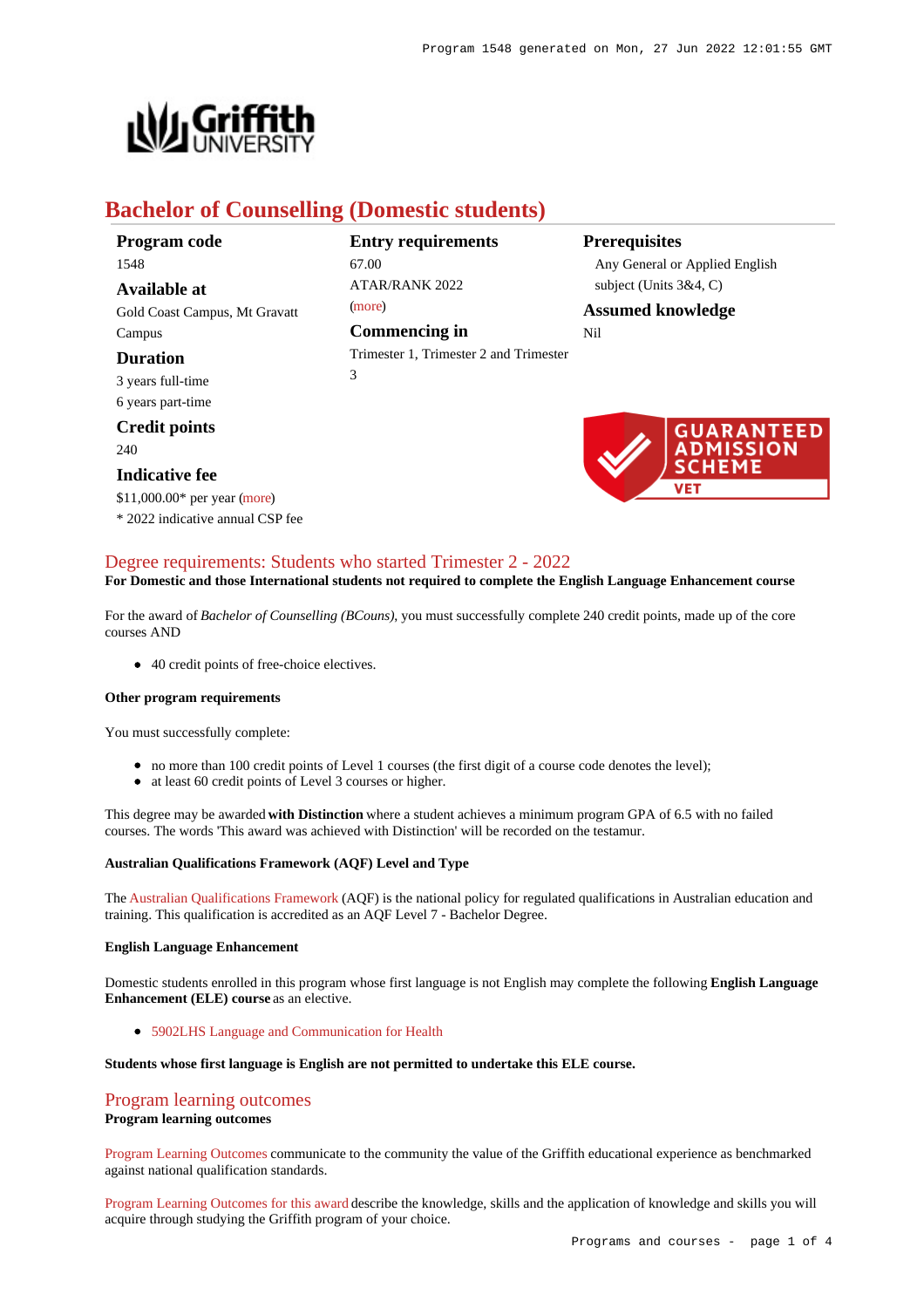# Bachelor of Counselling (Domestic students)

**Program code**
1548

**Available at**
Gold Coast Campus, Mt Gravatt Campus

**Duration**
3 years full-time
6 years part-time

**Credit points**
240

**Indicative fee**
$11,000.00* per year (more)
* 2022 indicative annual CSP fee

**Entry requirements**
67.00
ATAR/RANK 2022
(more)

**Commencing in**
Trimester 1, Trimester 2 and Trimester 3

**Prerequisites**
Any General or Applied English subject (Units 3&4, C)

**Assumed knowledge**
Nil

GUARANTEED ADMISSION SCHEME VET

## Degree requirements: Students who started Trimester 2 - 2022

**For Domestic and those International students not required to complete the English Language Enhancement course**

For the award of *Bachelor of Counselling (BCouns)*, you must successfully complete 240 credit points, made up of the core courses AND

- 40 credit points of free-choice electives.

**Other program requirements**

You must successfully complete:

- no more than 100 credit points of Level 1 courses (the first digit of a course code denotes the level);
- at least 60 credit points of Level 3 courses or higher.

This degree may be awarded **with Distinction** where a student achieves a minimum program GPA of 6.5 with no failed courses. The words 'This award was achieved with Distinction' will be recorded on the testamur.

**Australian Qualifications Framework (AQF) Level and Type**

The Australian Qualifications Framework (AQF) is the national policy for regulated qualifications in Australian education and training. This qualification is accredited as an AQF Level 7 - Bachelor Degree.

**English Language Enhancement**

Domestic students enrolled in this program whose first language is not English may complete the following **English Language Enhancement (ELE) course** as an elective.

- 5902LHS Language and Communication for Health

**Students whose first language is English are not permitted to undertake this ELE course.**

## Program learning outcomes

**Program learning outcomes**

Program Learning Outcomes communicate to the community the value of the Griffith educational experience as benchmarked against national qualification standards.

Program Learning Outcomes for this award describe the knowledge, skills and the application of knowledge and skills you will acquire through studying the Griffith program of your choice.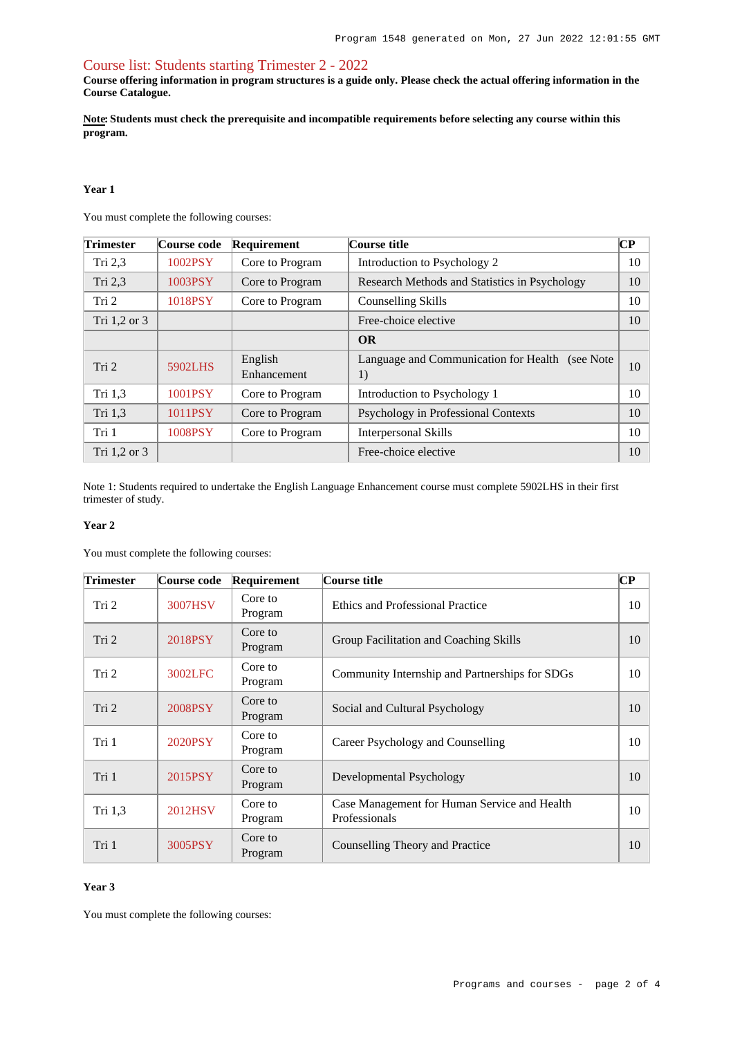## Course list: Students starting Trimester 2 - 2022

**Course offering information in program structures is a guide only. Please check the actual offering information in the Course Catalogue.**

**Note: Students must check the prerequisite and incompatible requirements before selecting any course within this program.**

### Year 1

You must complete the following courses:

| Trimester | Course code | Requirement | Course title | CP |
|---|---|---|---|---|
| Tri 2,3 | 1002PSY | Core to Program | Introduction to Psychology 2 | 10 |
| Tri 2,3 | 1003PSY | Core to Program | Research Methods and Statistics in Psychology | 10 |
| Tri 2 | 1018PSY | Core to Program | Counselling Skills | 10 |
| Tri 1,2 or 3 | | | Free-choice elective | 10 |
| | | | **OR** | |
| Tri 2 | 5902LHS | English Enhancement | Language and Communication for Health (see Note 1) | 10 |
| Tri 1,3 | 1001PSY | Core to Program | Introduction to Psychology 1 | 10 |
| Tri 1,3 | 1011PSY | Core to Program | Psychology in Professional Contexts | 10 |
| Tri 1 | 1008PSY | Core to Program | Interpersonal Skills | 10 |
| Tri 1,2 or 3 | | | Free-choice elective | 10 |

Note 1: Students required to undertake the English Language Enhancement course must complete 5902LHS in their first trimester of study.

### Year 2

You must complete the following courses:

| Trimester | Course code | Requirement | Course title | CP |
|---|---|---|---|---|
| Tri 2 | 3007HSV | Core to Program | Ethics and Professional Practice | 10 |
| Tri 2 | 2018PSY | Core to Program | Group Facilitation and Coaching Skills | 10 |
| Tri 2 | 3002LFC | Core to Program | Community Internship and Partnerships for SDGs | 10 |
| Tri 2 | 2008PSY | Core to Program | Social and Cultural Psychology | 10 |
| Tri 1 | 2020PSY | Core to Program | Career Psychology and Counselling | 10 |
| Tri 1 | 2015PSY | Core to Program | Developmental Psychology | 10 |
| Tri 1,3 | 2012HSV | Core to Program | Case Management for Human Service and Health Professionals | 10 |
| Tri 1 | 3005PSY | Core to Program | Counselling Theory and Practice | 10 |

### Year 3

You must complete the following courses: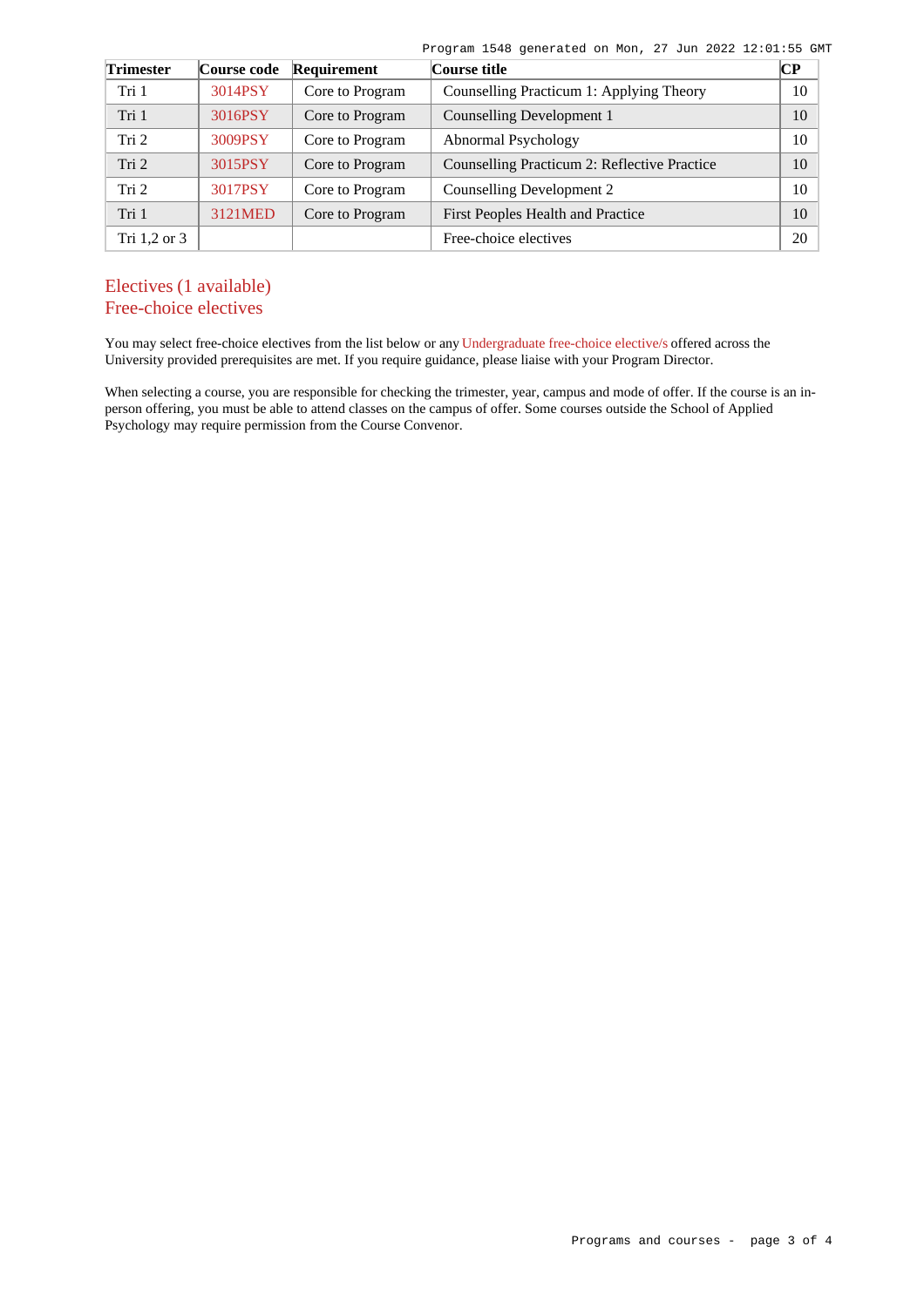| Trimester | Course code | Requirement | Course title | CP |
|---|---|---|---|---|
| Tri 1 | 3014PSY | Core to Program | Counselling Practicum 1: Applying Theory | 10 |
| Tri 1 | 3016PSY | Core to Program | Counselling Development 1 | 10 |
| Tri 2 | 3009PSY | Core to Program | Abnormal Psychology | 10 |
| Tri 2 | 3015PSY | Core to Program | Counselling Practicum 2: Reflective Practice | 10 |
| Tri 2 | 3017PSY | Core to Program | Counselling Development 2 | 10 |
| Tri 1 | 3121MED | Core to Program | First Peoples Health and Practice | 10 |
| Tri 1,2 or 3 | | | Free-choice electives | 20 |

## Electives (1 available)
## Free-choice electives

You may select free-choice electives from the list below or any Undergraduate free-choice elective/s offered across the University provided prerequisites are met. If you require guidance, please liaise with your Program Director.

When selecting a course, you are responsible for checking the trimester, year, campus and mode of offer. If the course is an in-person offering, you must be able to attend classes on the campus of offer. Some courses outside the School of Applied Psychology may require permission from the Course Convenor.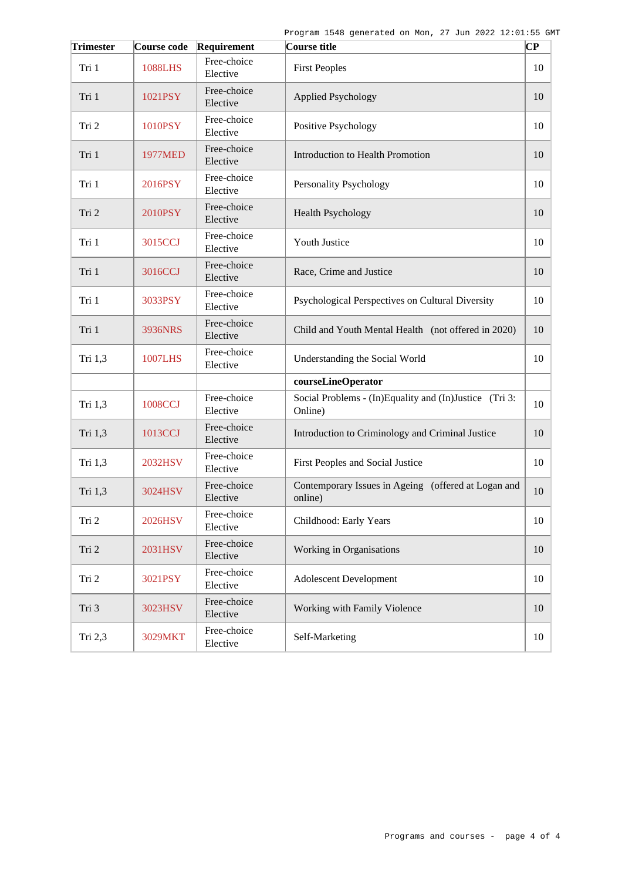| Trimester | Course code | Requirement | Course title | CP |
|---|---|---|---|---|
| Tri 1 | 1088LHS | Free-choice Elective | First Peoples | 10 |
| Tri 1 | 1021PSY | Free-choice Elective | Applied Psychology | 10 |
| Tri 2 | 1010PSY | Free-choice Elective | Positive Psychology | 10 |
| Tri 1 | 1977MED | Free-choice Elective | Introduction to Health Promotion | 10 |
| Tri 1 | 2016PSY | Free-choice Elective | Personality Psychology | 10 |
| Tri 2 | 2010PSY | Free-choice Elective | Health Psychology | 10 |
| Tri 1 | 3015CCJ | Free-choice Elective | Youth Justice | 10 |
| Tri 1 | 3016CCJ | Free-choice Elective | Race, Crime and Justice | 10 |
| Tri 1 | 3033PSY | Free-choice Elective | Psychological Perspectives on Cultural Diversity | 10 |
| Tri 1 | 3936NRS | Free-choice Elective | Child and Youth Mental Health (not offered in 2020) | 10 |
| Tri 1,3 | 1007LHS | Free-choice Elective | Understanding the Social World | 10 |
| | | | **courseLineOperator** | |
| Tri 1,3 | 1008CCJ | Free-choice Elective | Social Problems - (In)Equality and (In)Justice (Tri 3: Online) | 10 |
| Tri 1,3 | 1013CCJ | Free-choice Elective | Introduction to Criminology and Criminal Justice | 10 |
| Tri 1,3 | 2032HSV | Free-choice Elective | First Peoples and Social Justice | 10 |
| Tri 1,3 | 3024HSV | Free-choice Elective | Contemporary Issues in Ageing (offered at Logan and online) | 10 |
| Tri 2 | 2026HSV | Free-choice Elective | Childhood: Early Years | 10 |
| Tri 2 | 2031HSV | Free-choice Elective | Working in Organisations | 10 |
| Tri 2 | 3021PSY | Free-choice Elective | Adolescent Development | 10 |
| Tri 3 | 3023HSV | Free-choice Elective | Working with Family Violence | 10 |
| Tri 2,3 | 3029MKT | Free-choice Elective | Self-Marketing | 10 |